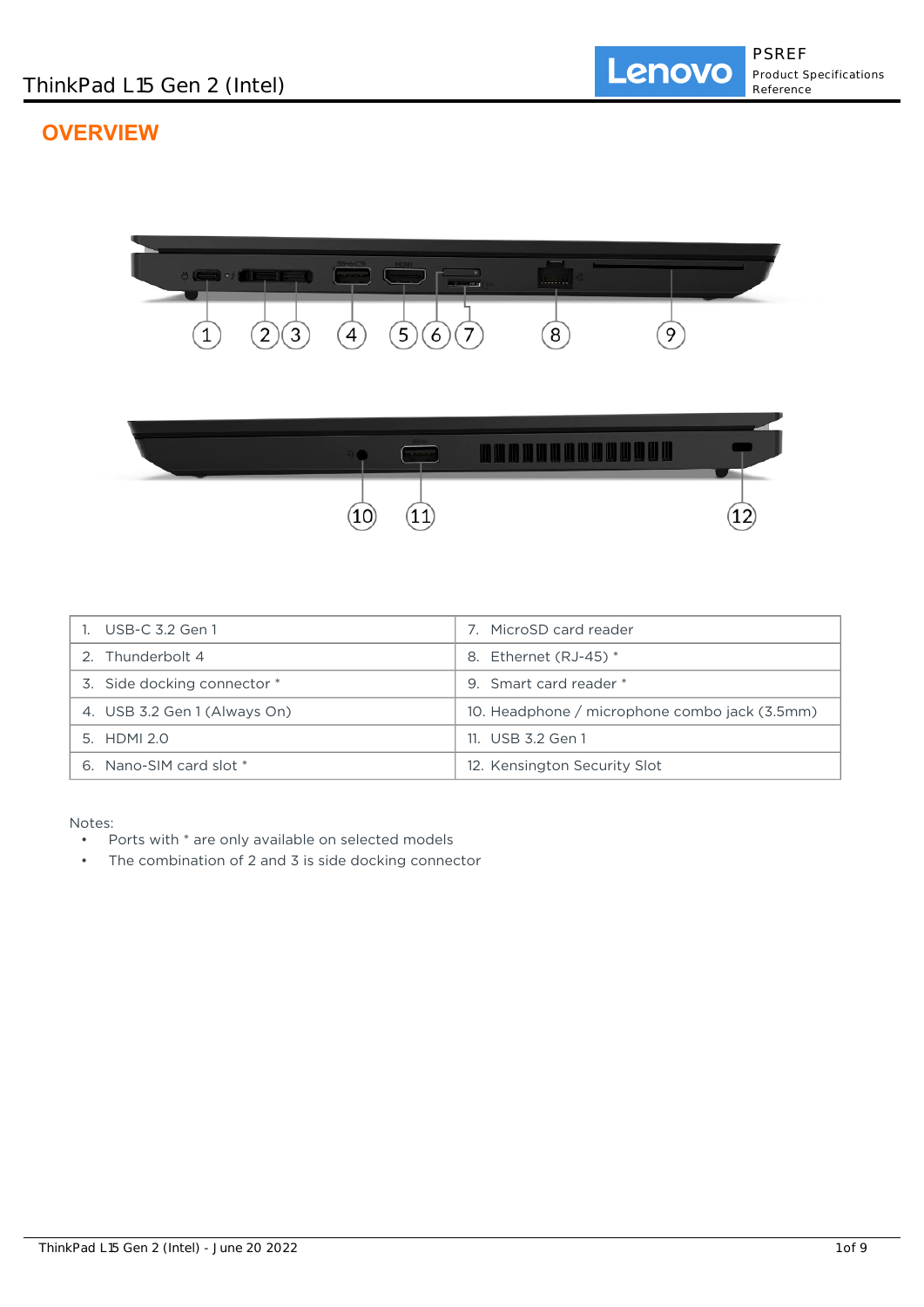## OVERVIEW

| | |
|---|---|
| 1. USB-C 3.2 Gen 1 | 7. MicroSD card reader |
| 2. Thunderbolt 4 | 8. Ethernet (RJ-45) * |
| 3. Side docking connector * | 9. Smart card reader * |
| 4. USB 3.2 Gen 1 (Always On) | 10. Headphone / microphone combo jack (3.5mm) |
| 5. HDMI 2.0 | 11. USB 3.2 Gen 1 |
| 6. Nano-SIM card slot * | 12. Kensington Security Slot |

Notes:

- Ports with * are only available on selected models
- The combination of 2 and 3 is side docking connector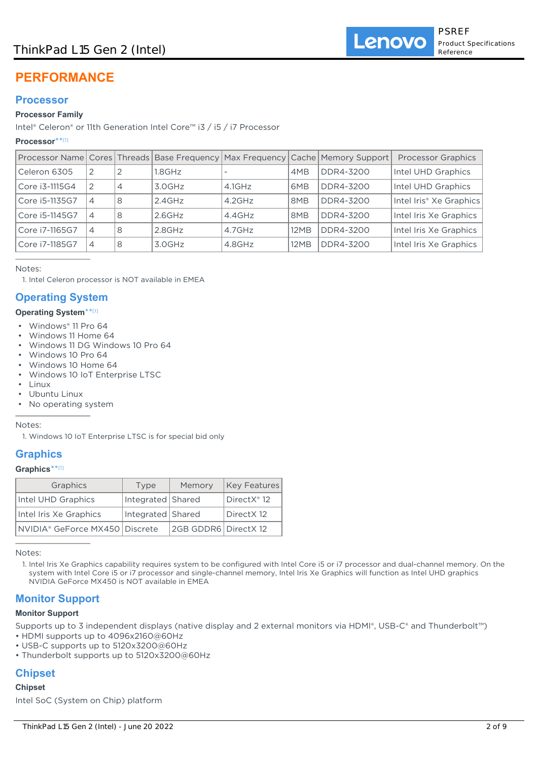# PERFORMANCE

## Processor

### Processor Family

Intel® Celeron® or 11th Generation Intel Core™ i3 / i5 / i7 Processor

### Processor**[1]

| Processor Name | Cores | Threads | Base Frequency | Max Frequency | Cache | Memory Support | Processor Graphics |
|---|---|---|---|---|---|---|---|
| Celeron 6305 | 2 | 2 | 1.8GHz | - | 4MB | DDR4-3200 | Intel UHD Graphics |
| Core i3-1115G4 | 2 | 4 | 3.0GHz | 4.1GHz | 6MB | DDR4-3200 | Intel UHD Graphics |
| Core i5-1135G7 | 4 | 8 | 2.4GHz | 4.2GHz | 8MB | DDR4-3200 | Intel Iris® Xe Graphics |
| Core i5-1145G7 | 4 | 8 | 2.6GHz | 4.4GHz | 8MB | DDR4-3200 | Intel Iris Xe Graphics |
| Core i7-1165G7 | 4 | 8 | 2.8GHz | 4.7GHz | 12MB | DDR4-3200 | Intel Iris Xe Graphics |
| Core i7-1185G7 | 4 | 8 | 3.0GHz | 4.8GHz | 12MB | DDR4-3200 | Intel Iris Xe Graphics |

Notes:

1. Intel Celeron processor is NOT available in EMEA

## Operating System

### Operating System**[1]

- Windows® 11 Pro 64
- Windows 11 Home 64
- Windows 11 DG Windows 10 Pro 64
- Windows 10 Pro 64
- Windows 10 Home 64
- Windows 10 IoT Enterprise LTSC
- Linux
- Ubuntu Linux
- No operating system

Notes:

1. Windows 10 IoT Enterprise LTSC is for special bid only

## Graphics

### Graphics**[1]

| Graphics | Type | Memory | Key Features |
|---|---|---|---|
| Intel UHD Graphics | Integrated | Shared | DirectX® 12 |
| Intel Iris Xe Graphics | Integrated | Shared | DirectX 12 |
| NVIDIA® GeForce MX450 | Discrete | 2GB GDDR6 | DirectX 12 |

Notes:

1. Intel Iris Xe Graphics capability requires system to be configured with Intel Core i5 or i7 processor and dual-channel memory. On the system with Intel Core i5 or i7 processor and single-channel memory, Intel Iris Xe Graphics will function as Intel UHD graphics
   NVIDIA GeForce MX450 is NOT available in EMEA

## Monitor Support

### Monitor Support

Supports up to 3 independent displays (native display and 2 external monitors via HDMI®, USB-C® and Thunderbolt™)
• HDMI supports up to 4096x2160@60Hz
• USB-C supports up to 5120x3200@60Hz
• Thunderbolt supports up to 5120x3200@60Hz

## Chipset

### Chipset

Intel SoC (System on Chip) platform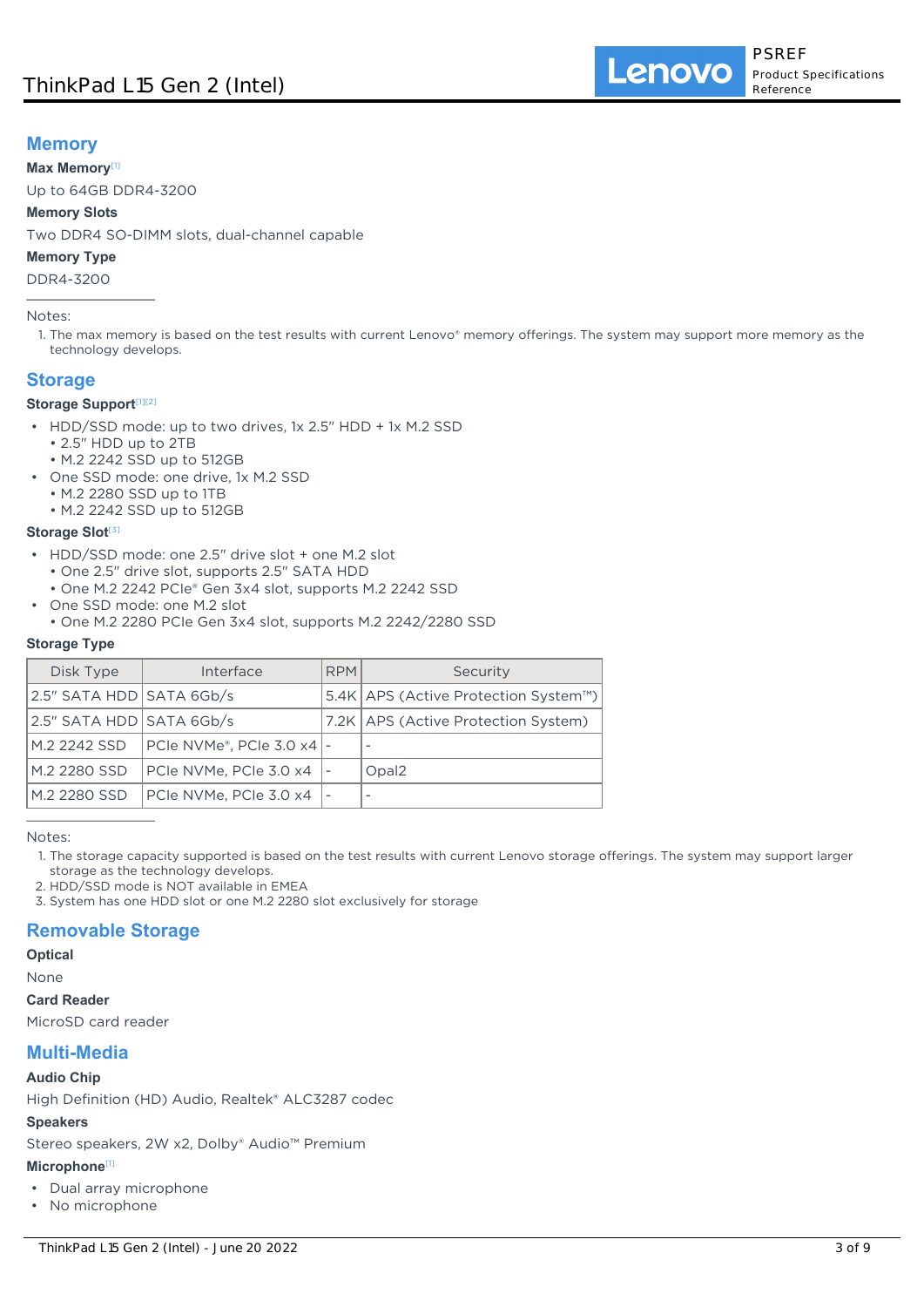## Memory

**Max Memory**[1]

Up to 64GB DDR4-3200

**Memory Slots**

Two DDR4 SO-DIMM slots, dual-channel capable

**Memory Type**

DDR4-3200

Notes:

1. The max memory is based on the test results with current Lenovo® memory offerings. The system may support more memory as the technology develops.

## Storage

**Storage Support**[1][2]

- HDD/SSD mode: up to two drives, 1x 2.5" HDD + 1x M.2 SSD
  - 2.5" HDD up to 2TB
  - M.2 2242 SSD up to 512GB
- One SSD mode: one drive, 1x M.2 SSD
  - M.2 2280 SSD up to 1TB
  - M.2 2242 SSD up to 512GB

**Storage Slot**[3]

- HDD/SSD mode: one 2.5" drive slot + one M.2 slot
  - One 2.5" drive slot, supports 2.5" SATA HDD
  - One M.2 2242 PCIe® Gen 3x4 slot, supports M.2 2242 SSD
- One SSD mode: one M.2 slot
  - One M.2 2280 PCIe Gen 3x4 slot, supports M.2 2242/2280 SSD

**Storage Type**

| Disk Type | Interface | RPM | Security |
|---|---|---|---|
| 2.5" SATA HDD | SATA 6Gb/s | 5.4K | APS (Active Protection System™) |
| 2.5" SATA HDD | SATA 6Gb/s | 7.2K | APS (Active Protection System) |
| M.2 2242 SSD | PCIe NVMe®, PCIe 3.0 x4 | - | - |
| M.2 2280 SSD | PCIe NVMe, PCIe 3.0 x4 | - | Opal2 |
| M.2 2280 SSD | PCIe NVMe, PCIe 3.0 x4 | - | - |

Notes:

1. The storage capacity supported is based on the test results with current Lenovo storage offerings. The system may support larger storage as the technology develops.
2. HDD/SSD mode is NOT available in EMEA
3. System has one HDD slot or one M.2 2280 slot exclusively for storage

## Removable Storage

**Optical**

None

**Card Reader**

MicroSD card reader

## Multi-Media

**Audio Chip**

High Definition (HD) Audio, Realtek® ALC3287 codec

**Speakers**

Stereo speakers, 2W x2, Dolby® Audio™ Premium

**Microphone**[1]

- Dual array microphone
- No microphone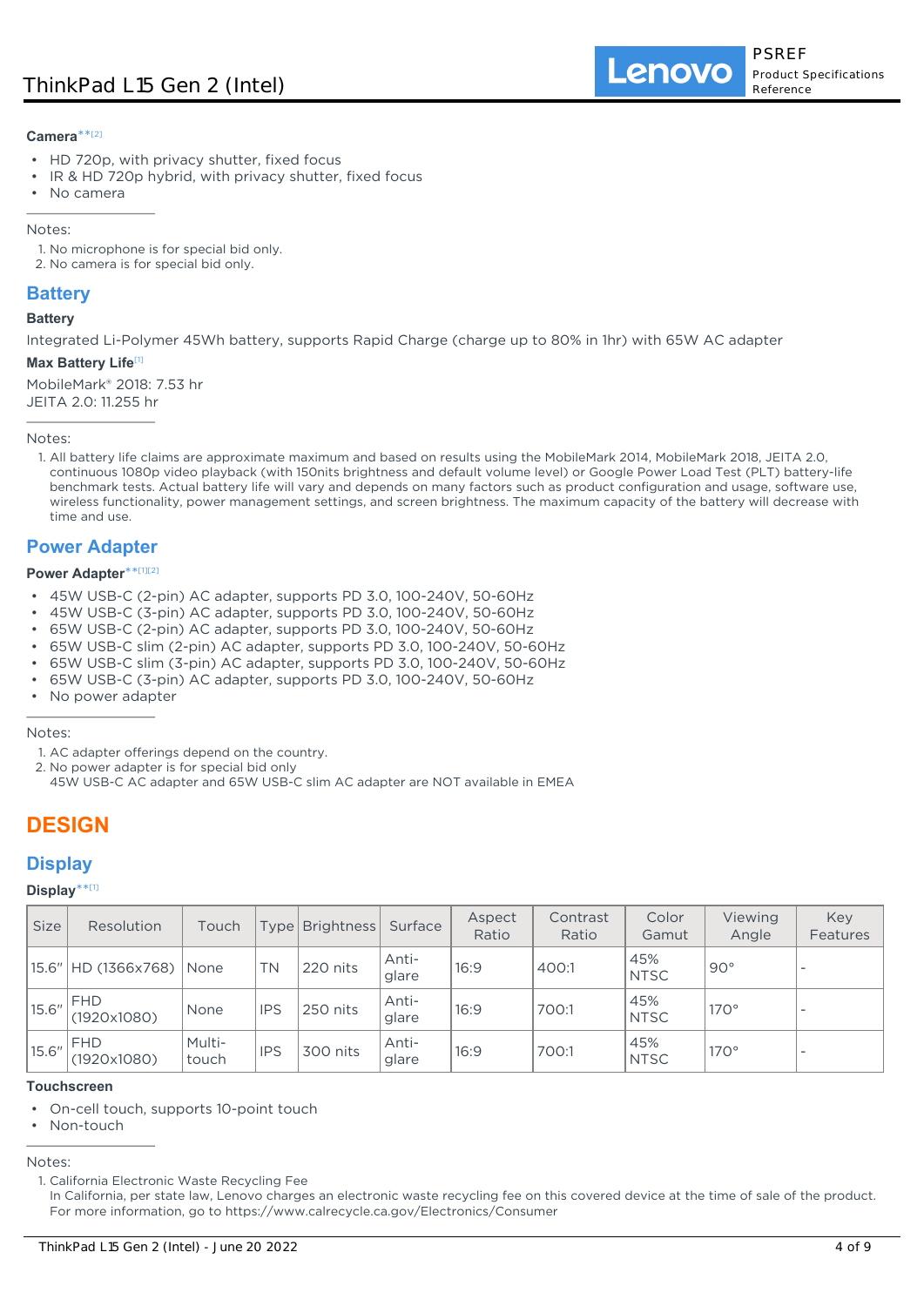#### Camera**[2]

- HD 720p, with privacy shutter, fixed focus
- IR & HD 720p hybrid, with privacy shutter, fixed focus
- No camera

Notes:

1. No microphone is for special bid only.
2. No camera is for special bid only.

## Battery

#### Battery

Integrated Li-Polymer 45Wh battery, supports Rapid Charge (charge up to 80% in 1hr) with 65W AC adapter

#### Max Battery Life[1]

MobileMark® 2018: 7.53 hr
JEITA 2.0: 11.255 hr

Notes:

1. All battery life claims are approximate maximum and based on results using the MobileMark 2014, MobileMark 2018, JEITA 2.0, continuous 1080p video playback (with 150nits brightness and default volume level) or Google Power Load Test (PLT) battery-life benchmark tests. Actual battery life will vary and depends on many factors such as product configuration and usage, software use, wireless functionality, power management settings, and screen brightness. The maximum capacity of the battery will decrease with time and use.

## Power Adapter

#### Power Adapter**[1][2]

- 45W USB-C (2-pin) AC adapter, supports PD 3.0, 100-240V, 50-60Hz
- 45W USB-C (3-pin) AC adapter, supports PD 3.0, 100-240V, 50-60Hz
- 65W USB-C (2-pin) AC adapter, supports PD 3.0, 100-240V, 50-60Hz
- 65W USB-C slim (2-pin) AC adapter, supports PD 3.0, 100-240V, 50-60Hz
- 65W USB-C slim (3-pin) AC adapter, supports PD 3.0, 100-240V, 50-60Hz
- 65W USB-C (3-pin) AC adapter, supports PD 3.0, 100-240V, 50-60Hz
- No power adapter

Notes:

1. AC adapter offerings depend on the country.
2. No power adapter is for special bid only
   45W USB-C AC adapter and 65W USB-C slim AC adapter are NOT available in EMEA

# DESIGN

## Display

#### Display**[1]

| Size | Resolution | Touch | Type | Brightness | Surface | Aspect Ratio | Contrast Ratio | Color Gamut | Viewing Angle | Key Features |
|---|---|---|---|---|---|---|---|---|---|---|
| 15.6" | HD (1366x768) | None | TN | 220 nits | Anti-glare | 16:9 | 400:1 | 45% NTSC | 90° | - |
| 15.6" | FHD (1920x1080) | None | IPS | 250 nits | Anti-glare | 16:9 | 700:1 | 45% NTSC | 170° | - |
| 15.6" | FHD (1920x1080) | Multi-touch | IPS | 300 nits | Anti-glare | 16:9 | 700:1 | 45% NTSC | 170° | - |

#### Touchscreen

- On-cell touch, supports 10-point touch
- Non-touch

Notes:

1. California Electronic Waste Recycling Fee
   In California, per state law, Lenovo charges an electronic waste recycling fee on this covered device at the time of sale of the product. For more information, go to https://www.calrecycle.ca.gov/Electronics/Consumer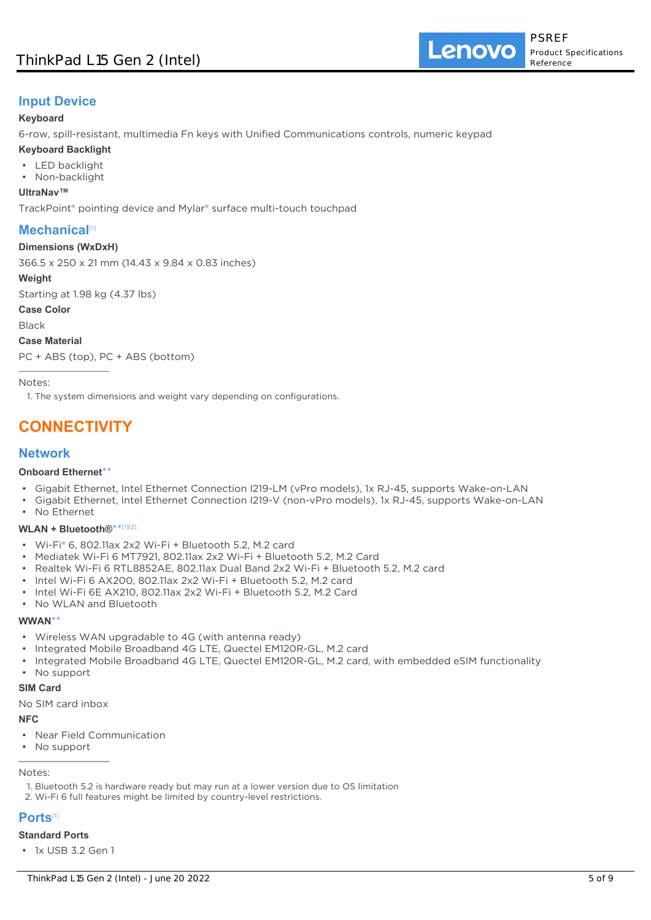## Input Device

**Keyboard**

6-row, spill-resistant, multimedia Fn keys with Unified Communications controls, numeric keypad

**Keyboard Backlight**

- LED backlight
- Non-backlight

**UltraNav™**

TrackPoint® pointing device and Mylar® surface multi-touch touchpad

## Mechanical[1]

**Dimensions (WxDxH)**

366.5 x 250 x 21 mm (14.43 x 9.84 x 0.83 inches)

**Weight**

Starting at 1.98 kg (4.37 lbs)

**Case Color**

Black

**Case Material**

PC + ABS (top), PC + ABS (bottom)

---

Notes:

1. The system dimensions and weight vary depending on configurations.

# CONNECTIVITY

## Network

**Onboard Ethernet****

- Gigabit Ethernet, Intel Ethernet Connection I219-LM (vPro models), 1x RJ-45, supports Wake-on-LAN
- Gigabit Ethernet, Intel Ethernet Connection I219-V (non-vPro models), 1x RJ-45, supports Wake-on-LAN
- No Ethernet

**WLAN + Bluetooth®**[1][2]**

- Wi-Fi® 6, 802.11ax 2x2 Wi-Fi + Bluetooth 5.2, M.2 card
- Mediatek Wi-Fi 6 MT7921, 802.11ax 2x2 Wi-Fi + Bluetooth 5.2, M.2 Card
- Realtek Wi-Fi 6 RTL8852AE, 802.11ax Dual Band 2x2 Wi-Fi + Bluetooth 5.2, M.2 card
- Intel Wi-Fi 6 AX200, 802.11ax 2x2 Wi-Fi + Bluetooth 5.2, M.2 card
- Intel Wi-Fi 6E AX210, 802.11ax 2x2 Wi-Fi + Bluetooth 5.2, M.2 Card
- No WLAN and Bluetooth

**WWAN****

- Wireless WAN upgradable to 4G (with antenna ready)
- Integrated Mobile Broadband 4G LTE, Quectel EM120R-GL, M.2 card
- Integrated Mobile Broadband 4G LTE, Quectel EM120R-GL, M.2 card, with embedded eSIM functionality
- No support

**SIM Card**

No SIM card inbox

**NFC**

- Near Field Communication
- No support

---

Notes:

1. Bluetooth 5.2 is hardware ready but may run at a lower version due to OS limitation
2. Wi-Fi 6 full features might be limited by country-level restrictions.

## Ports[1]

**Standard Ports**

- 1x USB 3.2 Gen 1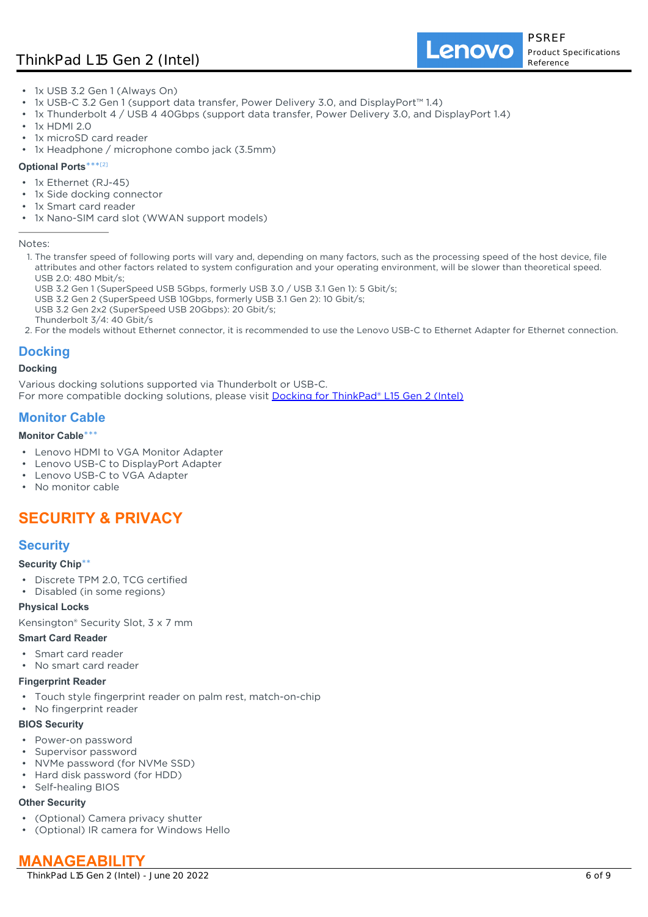- 1x USB 3.2 Gen 1 (Always On)
- 1x USB-C 3.2 Gen 1 (support data transfer, Power Delivery 3.0, and DisplayPort™ 1.4)
- 1x Thunderbolt 4 / USB 4 40Gbps (support data transfer, Power Delivery 3.0, and DisplayPort 1.4)
- 1x HDMI 2.0
- 1x microSD card reader
- 1x Headphone / microphone combo jack (3.5mm)

#### Optional Ports***[2]

- 1x Ethernet (RJ-45)
- 1x Side docking connector
- 1x Smart card reader
- 1x Nano-SIM card slot (WWAN support models)

---

Notes:

1. The transfer speed of following ports will vary and, depending on many factors, such as the processing speed of the host device, file attributes and other factors related to system configuration and your operating environment, will be slower than theoretical speed.
   USB 2.0: 480 Mbit/s;
   USB 3.2 Gen 1 (SuperSpeed USB 5Gbps, formerly USB 3.0 / USB 3.1 Gen 1): 5 Gbit/s;
   USB 3.2 Gen 2 (SuperSpeed USB 10Gbps, formerly USB 3.1 Gen 2): 10 Gbit/s;
   USB 3.2 Gen 2x2 (SuperSpeed USB 20Gbps): 20 Gbit/s;
   Thunderbolt 3/4: 40 Gbit/s
2. For the models without Ethernet connector, it is recommended to use the Lenovo USB-C to Ethernet Adapter for Ethernet connection.

## Docking

#### Docking

Various docking solutions supported via Thunderbolt or USB-C.
For more compatible docking solutions, please visit Docking for ThinkPad® L15 Gen 2 (Intel)

## Monitor Cable

#### Monitor Cable***

- Lenovo HDMI to VGA Monitor Adapter
- Lenovo USB-C to DisplayPort Adapter
- Lenovo USB-C to VGA Adapter
- No monitor cable

# SECURITY & PRIVACY

## Security

#### Security Chip**

- Discrete TPM 2.0, TCG certified
- Disabled (in some regions)

#### Physical Locks

Kensington® Security Slot, 3 x 7 mm

#### Smart Card Reader

- Smart card reader
- No smart card reader

#### Fingerprint Reader

- Touch style fingerprint reader on palm rest, match-on-chip
- No fingerprint reader

#### BIOS Security

- Power-on password
- Supervisor password
- NVMe password (for NVMe SSD)
- Hard disk password (for HDD)
- Self-healing BIOS

#### Other Security

- (Optional) Camera privacy shutter
- (Optional) IR camera for Windows Hello

# MANAGEABILITY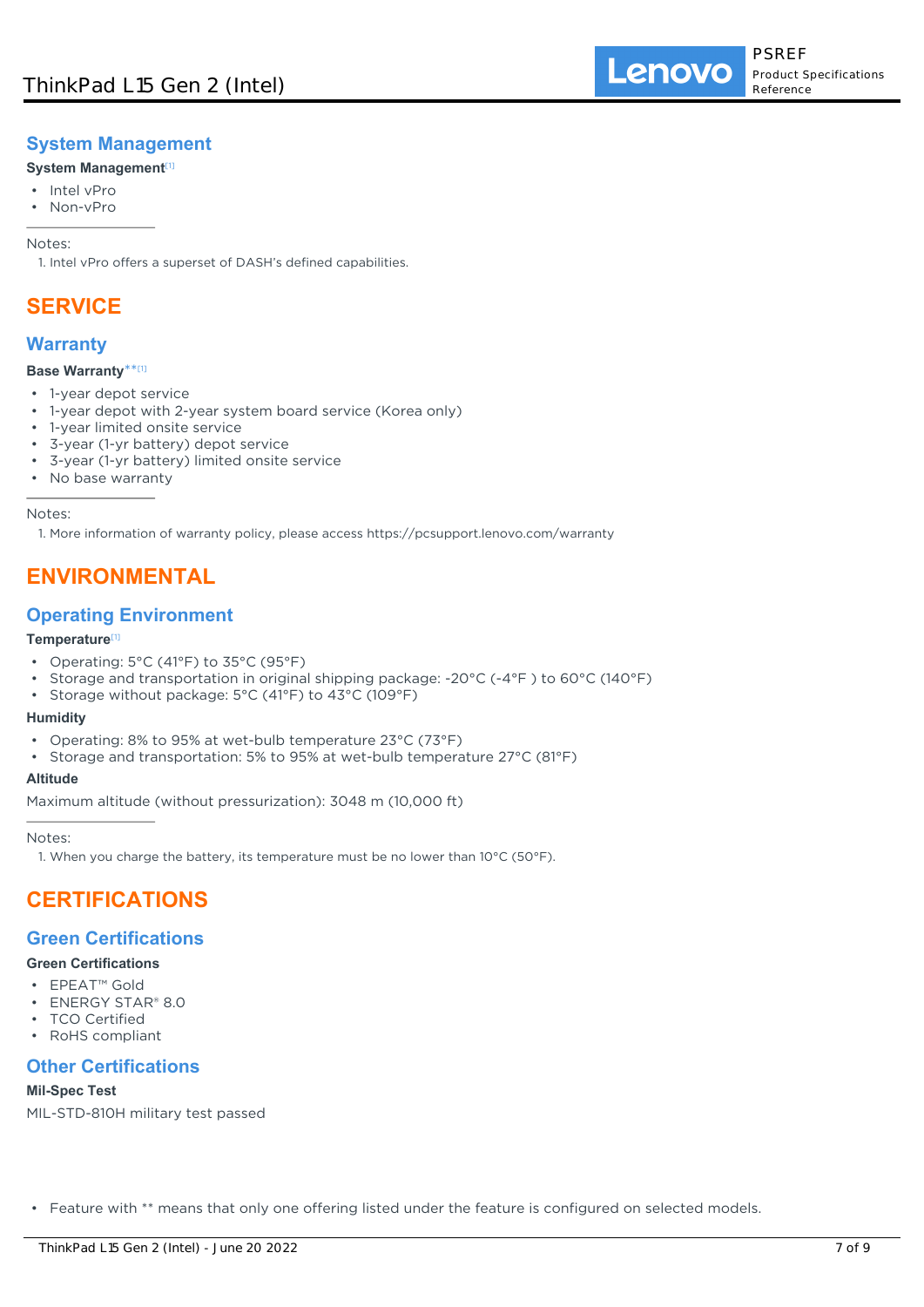## System Management

**System Management**[1]

- Intel vPro
- Non-vPro

Notes:

1. Intel vPro offers a superset of DASH's defined capabilities.

# SERVICE

## Warranty

**Base Warranty**** [1]

- 1-year depot service
- 1-year depot with 2-year system board service (Korea only)
- 1-year limited onsite service
- 3-year (1-yr battery) depot service
- 3-year (1-yr battery) limited onsite service
- No base warranty

Notes:

1. More information of warranty policy, please access https://pcsupport.lenovo.com/warranty

# ENVIRONMENTAL

## Operating Environment

**Temperature**[1]

- Operating: 5°C (41°F) to 35°C (95°F)
- Storage and transportation in original shipping package: -20°C (-4°F ) to 60°C (140°F)
- Storage without package: 5°C (41°F) to 43°C (109°F)

**Humidity**

- Operating: 8% to 95% at wet-bulb temperature 23°C (73°F)
- Storage and transportation: 5% to 95% at wet-bulb temperature 27°C (81°F)

**Altitude**

Maximum altitude (without pressurization): 3048 m (10,000 ft)

Notes:

1. When you charge the battery, its temperature must be no lower than 10°C (50°F).

# CERTIFICATIONS

## Green Certifications

**Green Certifications**

- EPEAT™ Gold
- ENERGY STAR® 8.0
- TCO Certified
- RoHS compliant

## Other Certifications

**Mil-Spec Test**

MIL-STD-810H military test passed

- Feature with ** means that only one offering listed under the feature is configured on selected models.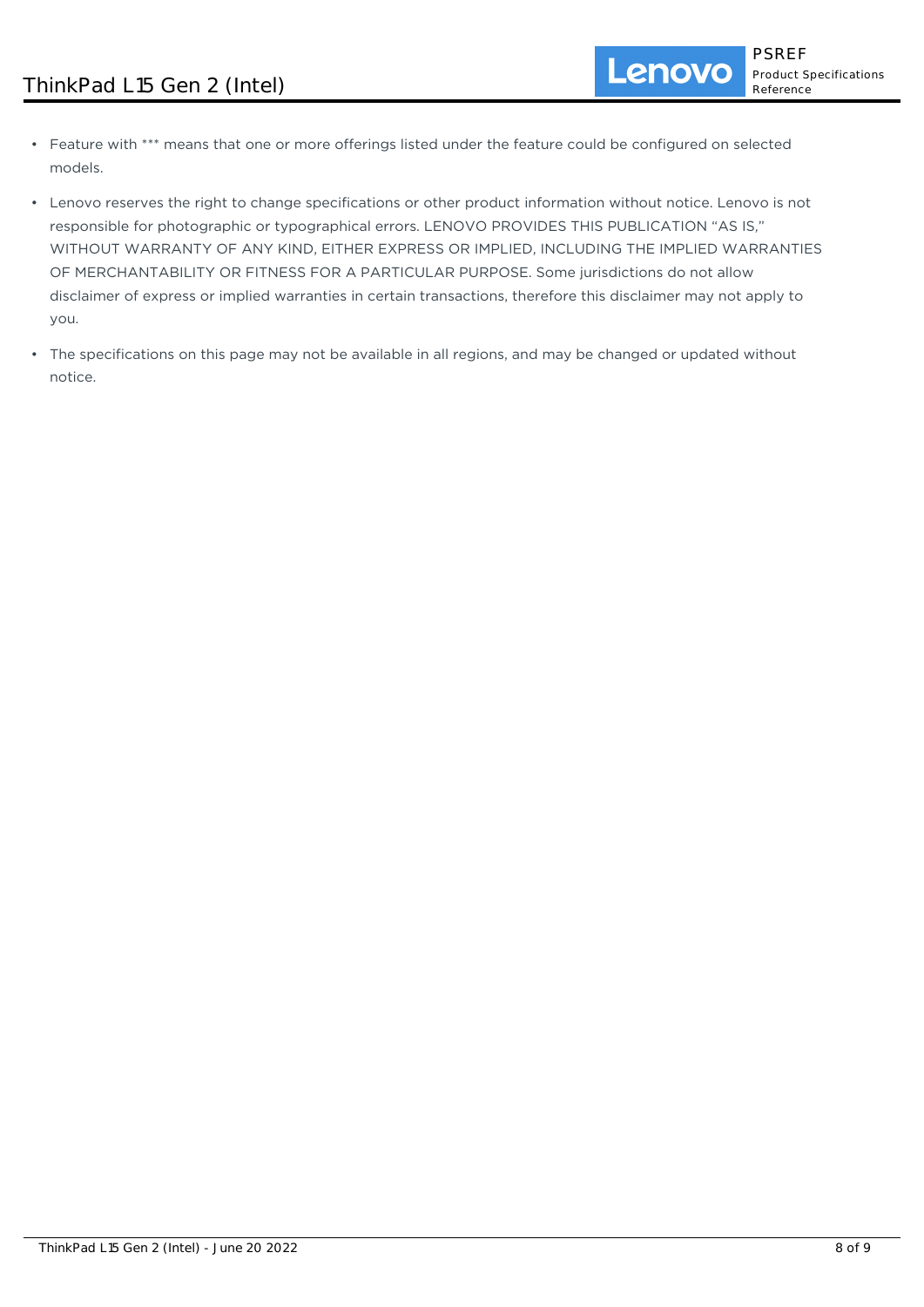- Feature with *** means that one or more offerings listed under the feature could be configured on selected models.
- Lenovo reserves the right to change specifications or other product information without notice. Lenovo is not responsible for photographic or typographical errors. LENOVO PROVIDES THIS PUBLICATION “AS IS,” WITHOUT WARRANTY OF ANY KIND, EITHER EXPRESS OR IMPLIED, INCLUDING THE IMPLIED WARRANTIES OF MERCHANTABILITY OR FITNESS FOR A PARTICULAR PURPOSE. Some jurisdictions do not allow disclaimer of express or implied warranties in certain transactions, therefore this disclaimer may not apply to you.
- The specifications on this page may not be available in all regions, and may be changed or updated without notice.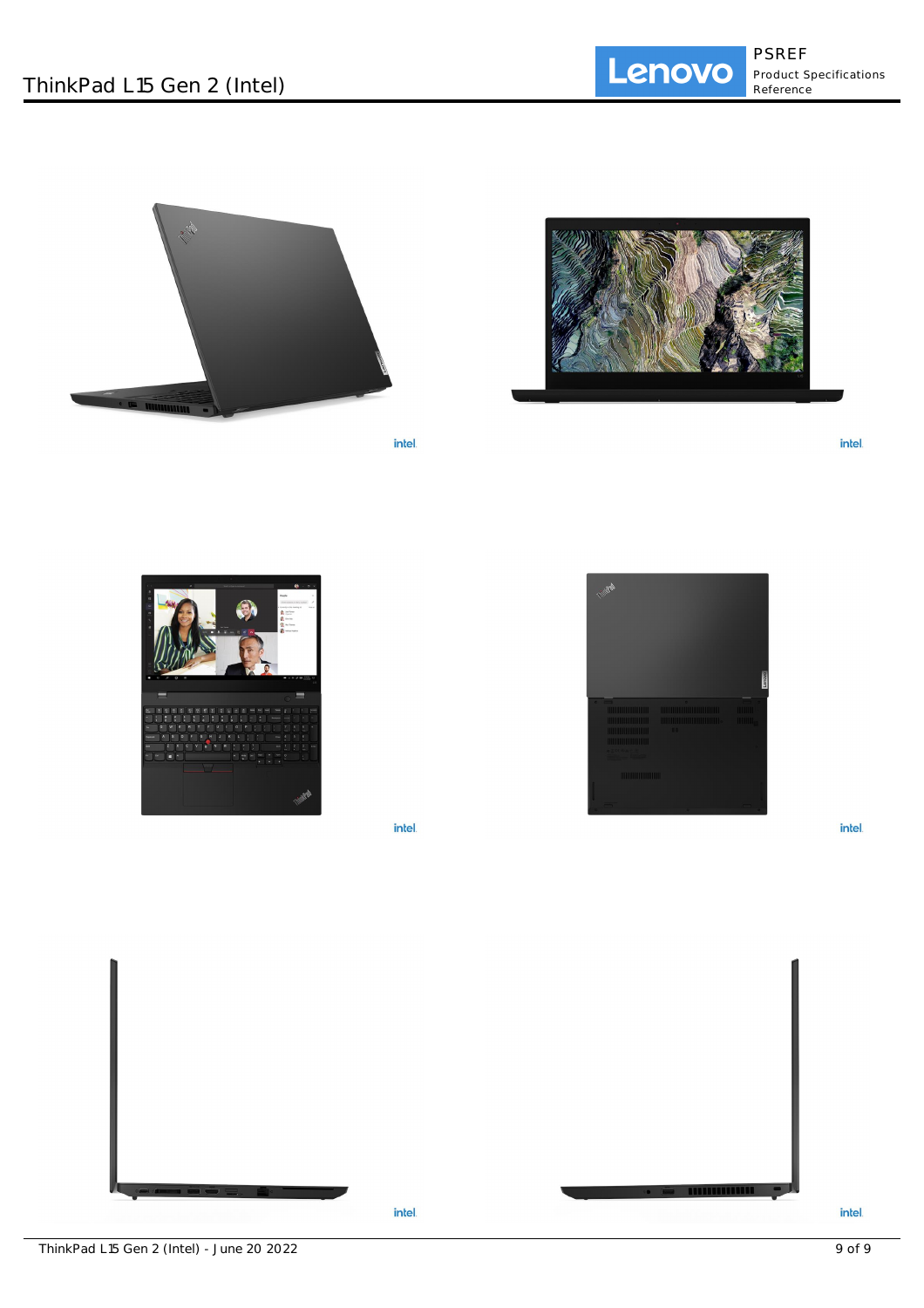intel

intel

intel

intel

intel

intel